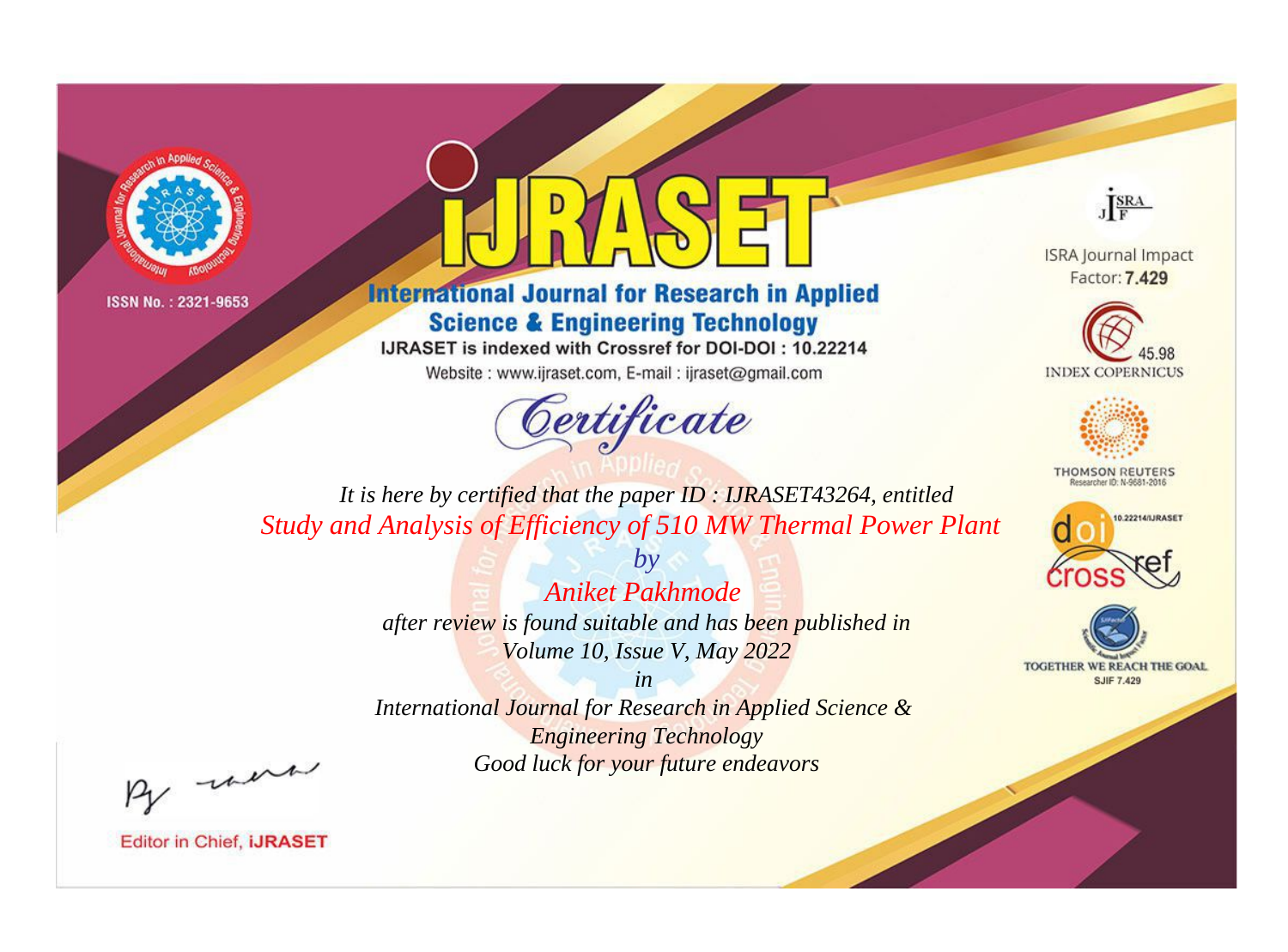ISSN No. : 2321-9653

# iJRASET

## International Journal for Research in Applied Science & Engineering Technology

IJRASET is indexed with Crossref for DOI-DOI : 10.22214

Website : www.ijraset.com, E-mail : ijraset@gmail.com

ISRA Journal Impact Factor: **7.429**

45.98 INDEX COPERNICUS

THOMSON REUTERS Researcher ID: N-9681-2016

10.22214/IJRASET

TOGETHER WE REACH THE GOAL SJIF 7.429

# *Certificate*

*It is here by certified that the paper ID : IJRASET43264, entitled*

*Study and Analysis of Efficiency of 510 MW Thermal Power Plant*

*by*

*Aniket Pakhmode*

*after review is found suitable and has been published in*

*Volume 10, Issue V, May 2022*

*in*

*International Journal for Research in Applied Science & Engineering Technology*

*Good luck for your future endeavors*

Editor in Chief, **iJRASET**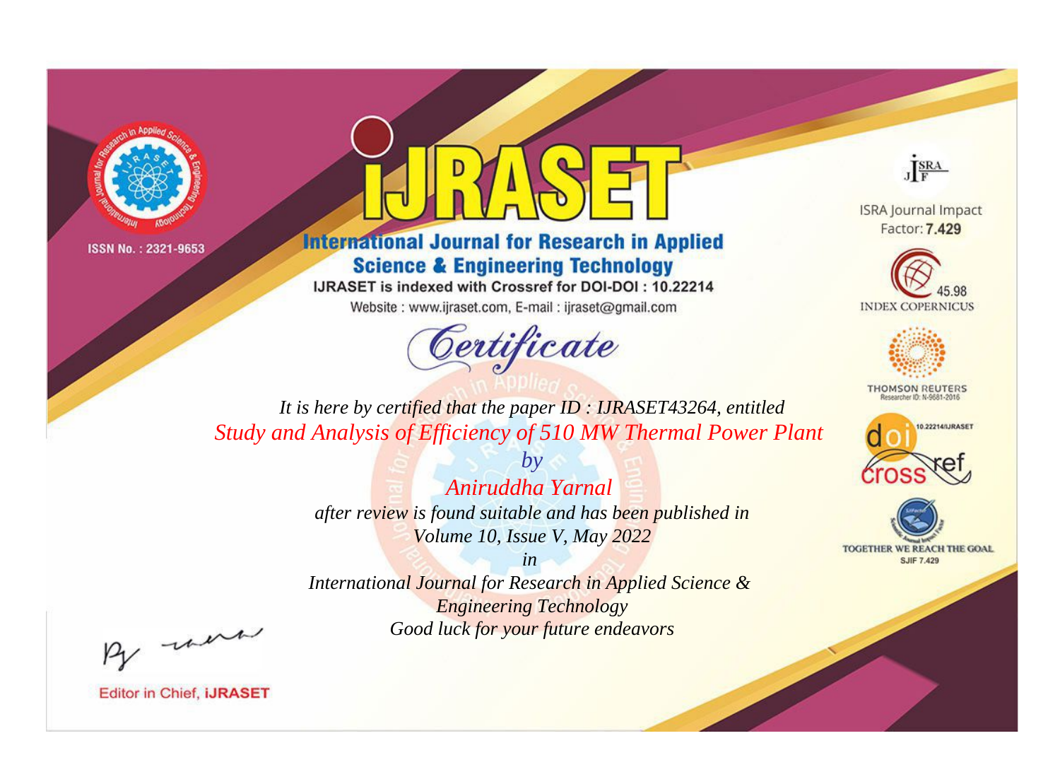ISSN No. : 2321-9653

# iJRASET

## International Journal for Research in Applied Science & Engineering Technology

IJRASET is indexed with Crossref for DOI-DOI : 10.22214

Website : www.ijraset.com, E-mail : ijraset@gmail.com

# Certificate

*It is here by certified that the paper ID : IJRASET43264, entitled*

*Study and Analysis of Efficiency of 510 MW Thermal Power Plant*

*by*

*Aniruddha Yarnal*

*after review is found suitable and has been published in*

*Volume 10, Issue V, May 2022*

*in*

*International Journal for Research in Applied Science & Engineering Technology*

*Good luck for your future endeavors*

ISRA Journal Impact Factor: **7.429**

45.98 INDEX COPERNICUS

THOMSON REUTERS Researcher ID: N-9681-2016

10.22214/IJRASET

TOGETHER WE REACH THE GOAL SJIF 7.429

Editor in Chief, **iJRASET**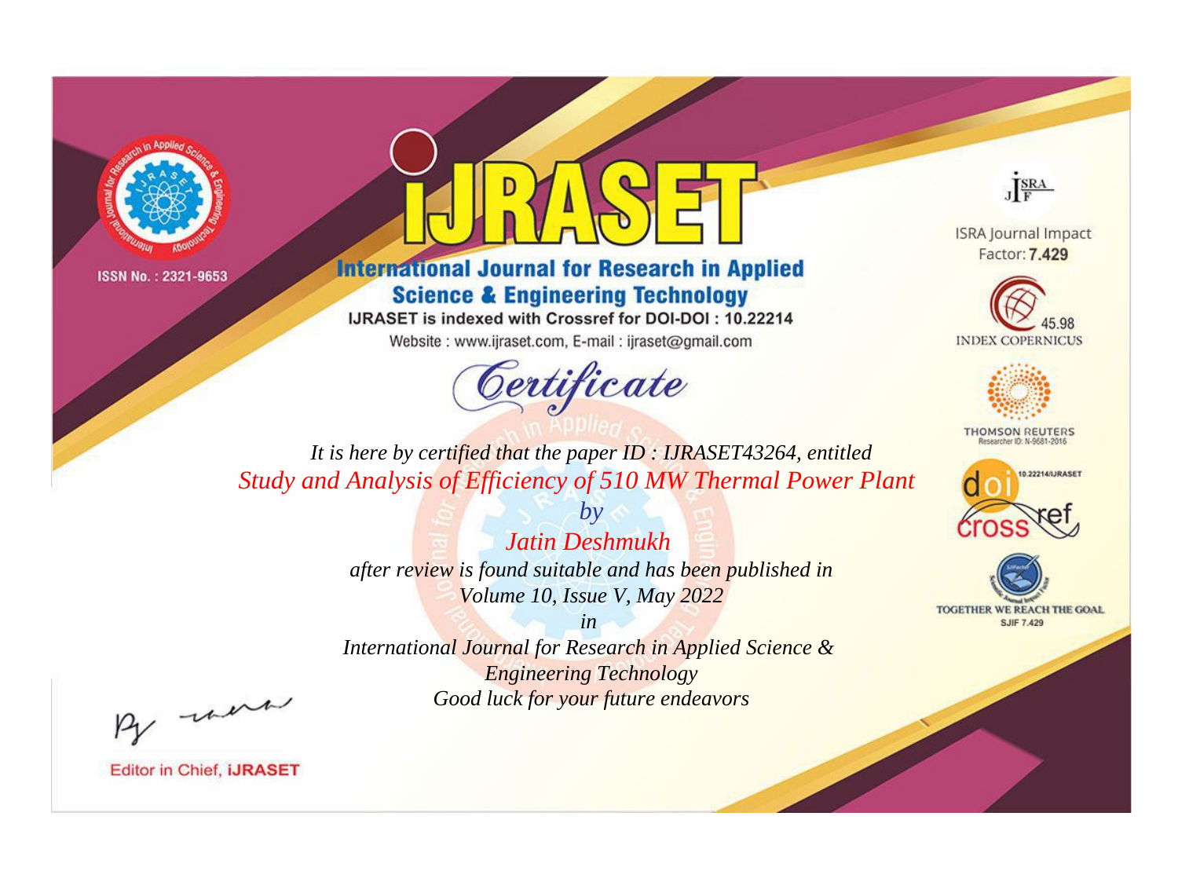ISSN No. : 2321-9653

# iJRASET

## International Journal for Research in Applied Science & Engineering Technology

IJRASET is indexed with Crossref for DOI-DOI : 10.22214

Website : www.ijraset.com, E-mail : ijraset@gmail.com

# Certificate

*It is here by certified that the paper ID : IJRASET43264, entitled*

*Study and Analysis of Efficiency of 510 MW Thermal Power Plant*

*by*

*Jatin Deshmukh*

*after review is found suitable and has been published in*

*Volume 10, Issue V, May 2022*

*in*

*International Journal for Research in Applied Science & Engineering Technology*

*Good luck for your future endeavors*

Editor in Chief, iJRASET

ISRA Journal Impact Factor: **7.429**

45.98 INDEX COPERNICUS

THOMSON REUTERS Researcher ID: N-9681-2016

10.22214/IJRASET

TOGETHER WE REACH THE GOAL SJIF 7.429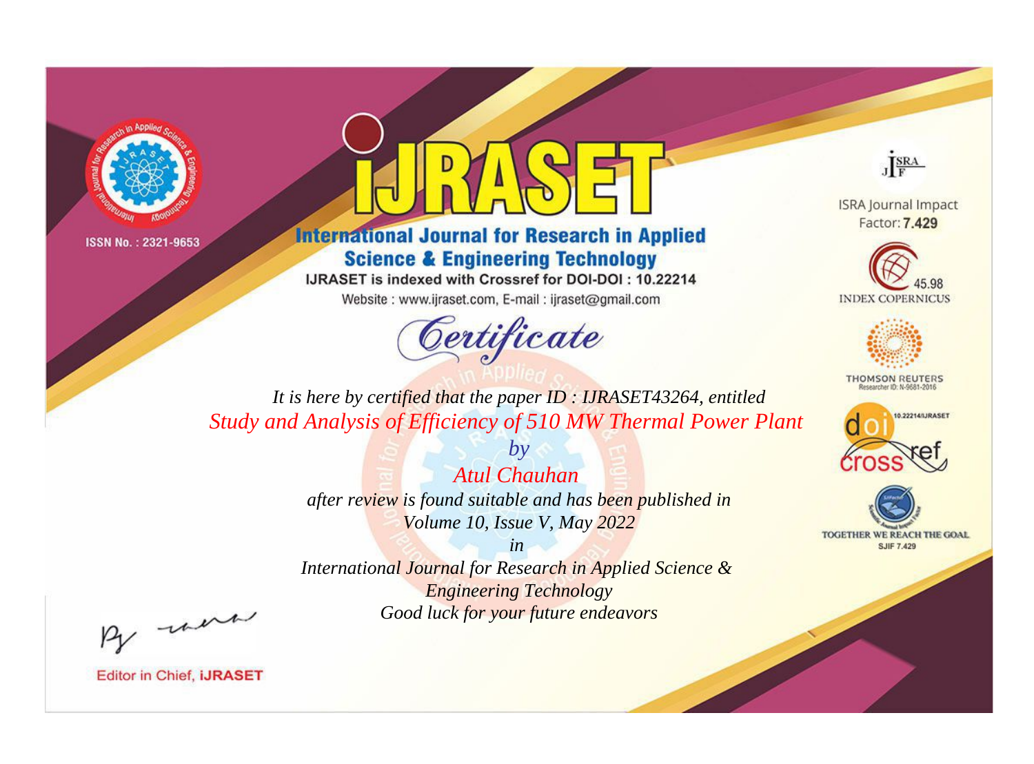ISSN No. : 2321-9653

# International Journal for Research in Applied Science & Engineering Technology

IJRASET is indexed with Crossref for DOI-DOI : 10.22214

Website : www.ijraset.com, E-mail : ijraset@gmail.com

## Certificate

*It is here by certified that the paper ID : IJRASET43264, entitled*

*Study and Analysis of Efficiency of 510 MW Thermal Power Plant*

*by*

*Atul Chauhan*

*after review is found suitable and has been published in*

*Volume 10, Issue V, May 2022*

*in*

*International Journal for Research in Applied Science & Engineering Technology*

*Good luck for your future endeavors*

ISRA Journal Impact Factor: **7.429**

45.98 INDEX COPERNICUS

THOMSON REUTERS Researcher ID: N-9681-2016

10.22214/IJRASET

TOGETHER WE REACH THE GOAL SJIF 7.429

Editor in Chief, **iJRASET**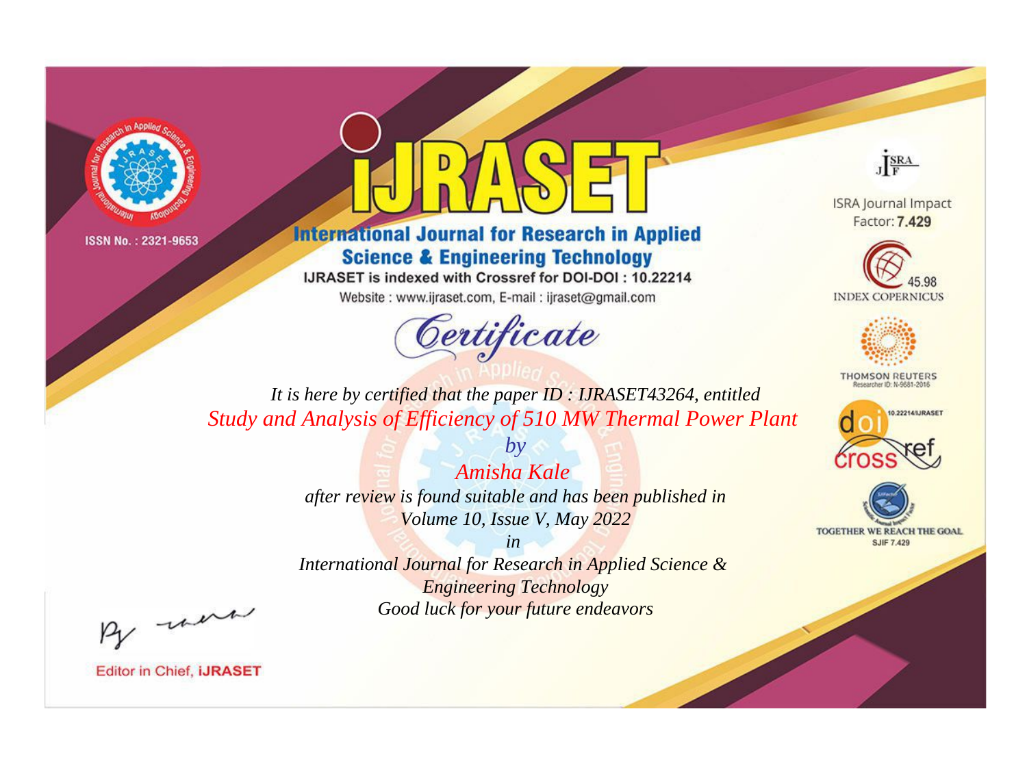ISSN No. : 2321-9653

# iJRASET

## International Journal for Research in Applied Science & Engineering Technology

IJRASET is indexed with Crossref for DOI-DOI : 10.22214

Website : www.ijraset.com, E-mail : ijraset@gmail.com

ISRA Journal Impact Factor: **7.429**

45.98 INDEX COPERNICUS

THOMSON REUTERS Researcher ID: N-9681-2016

10.22214/IJRASET

TOGETHER WE REACH THE GOAL SJIF 7.429

*Certificate*

*It is here by certified that the paper ID : IJRASET43264, entitled*

*Study and Analysis of Efficiency of 510 MW Thermal Power Plant*

*by*

*Amisha Kale*

*after review is found suitable and has been published in*

*Volume 10, Issue V, May 2022*

*in*

*International Journal for Research in Applied Science & Engineering Technology*

*Good luck for your future endeavors*

Editor in Chief, **iJRASET**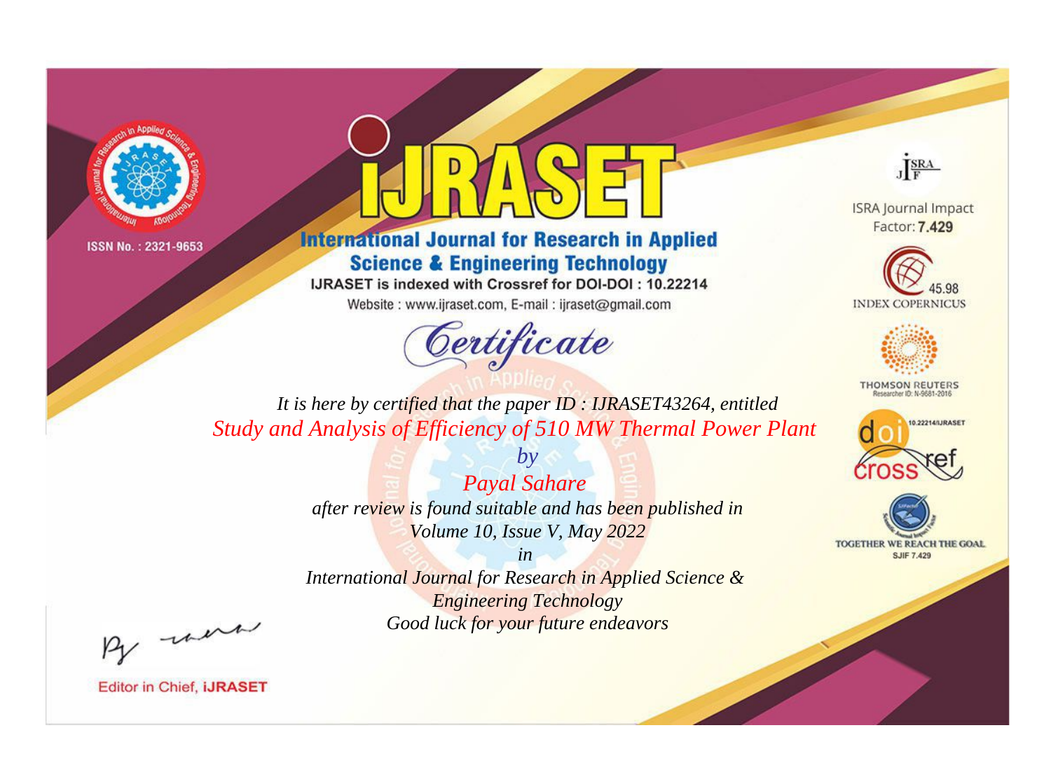ISSN No. : 2321-9653

# iJRASET

## International Journal for Research in Applied Science & Engineering Technology

IJRASET is indexed with Crossref for DOI-DOI : 10.22214

Website : www.ijraset.com, E-mail : ijraset@gmail.com

# Certificate

*It is here by certified that the paper ID : IJRASET43264, entitled*

*Study and Analysis of Efficiency of 510 MW Thermal Power Plant*

*by*

*Payal Sahare*

*after review is found suitable and has been published in*

*Volume 10, Issue V, May 2022*

*in*

*International Journal for Research in Applied Science & Engineering Technology*

*Good luck for your future endeavors*

Editor in Chief, iJRASET

ISRA Journal Impact Factor: **7.429**

45.98 INDEX COPERNICUS

THOMSON REUTERS Researcher ID: N-9681-2016

10.22214/IJRASET

TOGETHER WE REACH THE GOAL SJIF 7.429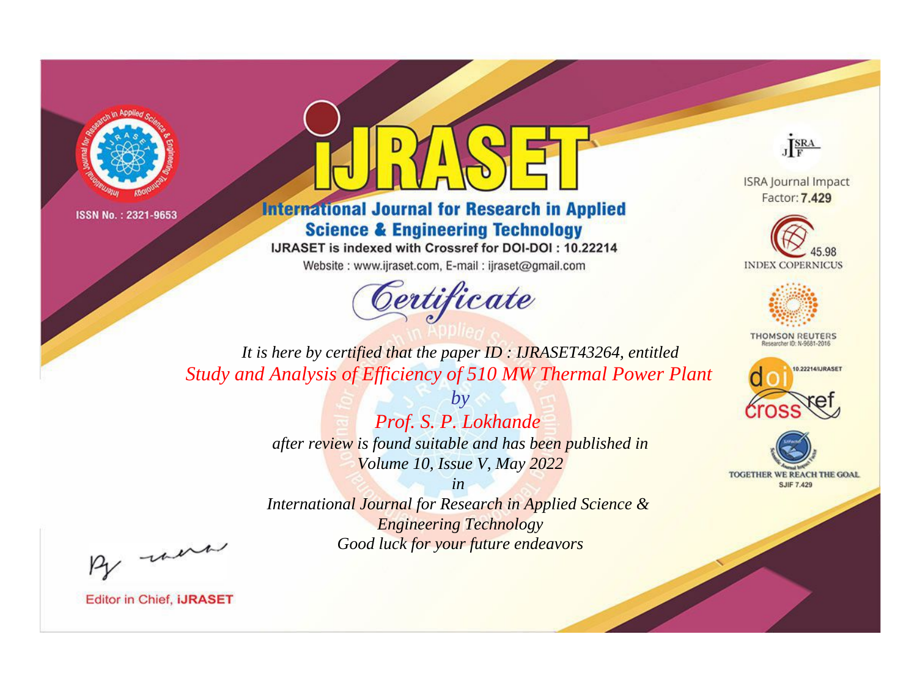ISSN No. : 2321-9653

# iJRASET

## International Journal for Research in Applied Science & Engineering Technology

IJRASET is indexed with Crossref for DOI-DOI : 10.22214

Website : www.ijraset.com, E-mail : ijraset@gmail.com

ISRA Journal Impact Factor: **7.429**

45.98 INDEX COPERNICUS

THOMSON REUTERS Researcher ID: N-9681-2016

10.22214/IJRASET

TOGETHER WE REACH THE GOAL SJIF 7.429

*Certificate*

*It is here by certified that the paper ID : IJRASET43264, entitled*

*Study and Analysis of Efficiency of 510 MW Thermal Power Plant*

*by*

*Prof. S. P. Lokhande*

*after review is found suitable and has been published in*

*Volume 10, Issue V, May 2022*

*in*

*International Journal for Research in Applied Science & Engineering Technology*

*Good luck for your future endeavors*

Editor in Chief, iJRASET